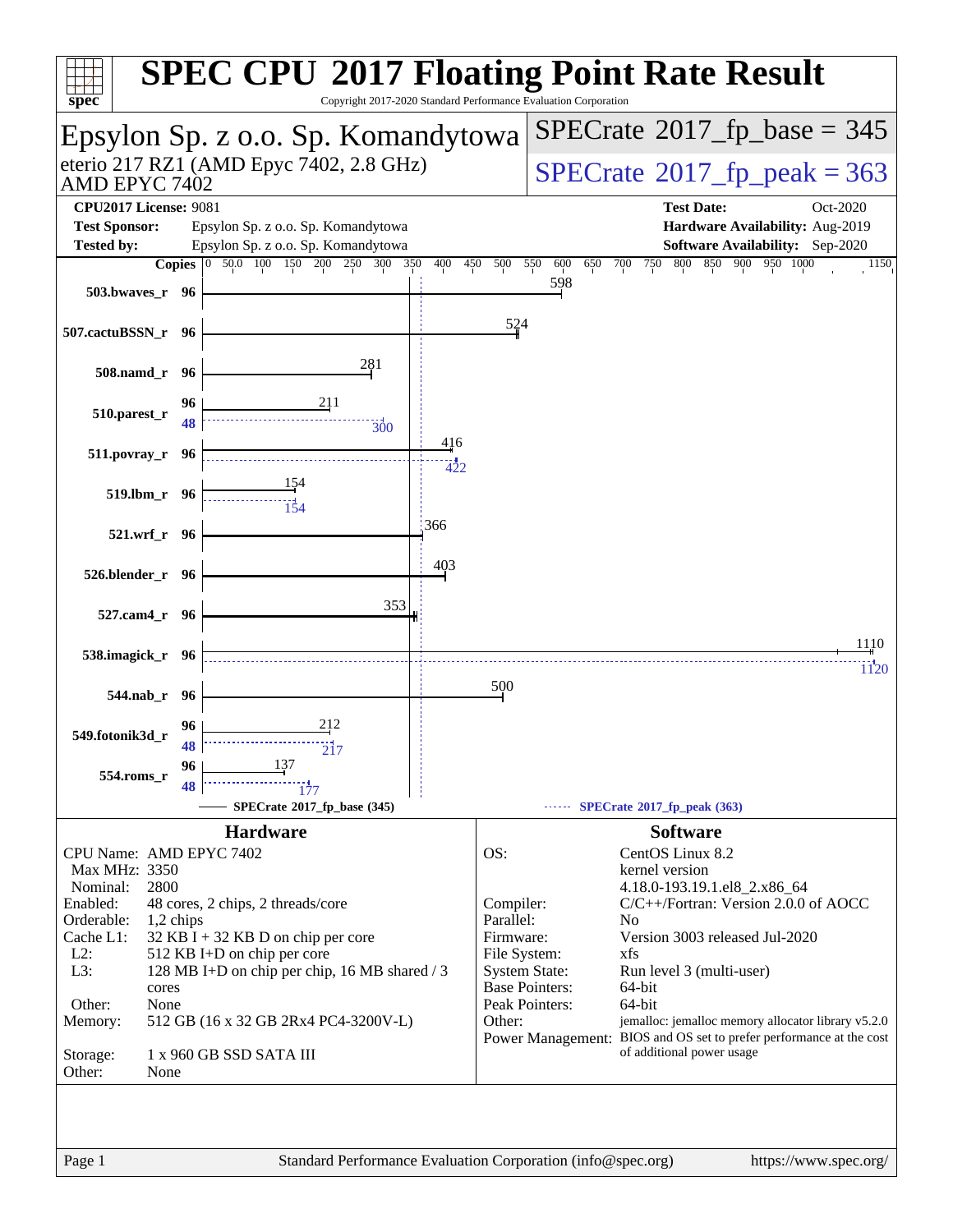# SPEC CPU 2017 Floating Point Rate Result

Copyright 2017-2020 Standard Performance Evaluation Corporation

## Epsylon Sp. z o.o. Sp. Komandytowa

eterio 217 RZ1 (AMD Epyc 7402, 2.8 GHz)
AMD EPYC 7402

**SPECrate 2017_fp_base = 345**

**SPECrate 2017_fp_peak = 363**

| | | | |
|---|---|---|---|
| **CPU2017 License:** | 9081 | **Test Date:** | Oct-2020 |
| **Test Sponsor:** | Epsylon Sp. z o.o. Sp. Komandytowa | **Hardware Availability:** | Aug-2019 |
| **Tested by:** | Epsylon Sp. z o.o. Sp. Komandytowa | **Software Availability:** | Sep-2020 |

| Benchmark | Copies (base) | Base | Copies (peak) | Peak |
|---|---|---|---|---|
| 503.bwaves_r | 96 | 598 | | |
| 507.cactuBSSN_r | 96 | 524 | | |
| 508.namd_r | 96 | 281 | | |
| 510.parest_r | 96 | 211 | 48 | 300 |
| 511.povray_r | 96 | 416 | 96 | 422 |
| 519.lbm_r | 96 | 154 | 96 | 154 |
| 521.wrf_r | 96 | 366 | | |
| 526.blender_r | 96 | 403 | | |
| 527.cam4_r | 96 | 353 | | |
| 538.imagick_r | 96 | 1110 | 96 | 1120 |
| 544.nab_r | 96 | 500 | | |
| 549.fotonik3d_r | 96 | 212 | 48 | 217 |
| 554.roms_r | 96 | 137 | 48 | 177 |

SPECrate 2017_fp_base (345) — SPECrate 2017_fp_peak (363)

## Hardware

| | |
|---|---|
| CPU Name: | AMD EPYC 7402 |
| Max MHz: | 3350 |
| Nominal: | 2800 |
| Enabled: | 48 cores, 2 chips, 2 threads/core |
| Orderable: | 1,2 chips |
| Cache L1: | 32 KB I + 32 KB D on chip per core |
| L2: | 512 KB I+D on chip per core |
| L3: | 128 MB I+D on chip per chip, 16 MB shared / 3 cores |
| Other: | None |
| Memory: | 512 GB (16 x 32 GB 2Rx4 PC4-3200V-L) |
| Storage: | 1 x 960 GB SSD SATA III |
| Other: | None |

## Software

| | |
|---|---|
| OS: | CentOS Linux 8.2 kernel version 4.18.0-193.19.1.el8_2.x86_64 |
| Compiler: | C/C++/Fortran: Version 2.0.0 of AOCC |
| Parallel: | No |
| Firmware: | Version 3003 released Jul-2020 |
| File System: | xfs |
| System State: | Run level 3 (multi-user) |
| Base Pointers: | 64-bit |
| Peak Pointers: | 64-bit |
| Other: | jemalloc: jemalloc memory allocator library v5.2.0 |
| Power Management: | BIOS and OS set to prefer performance at the cost of additional power usage |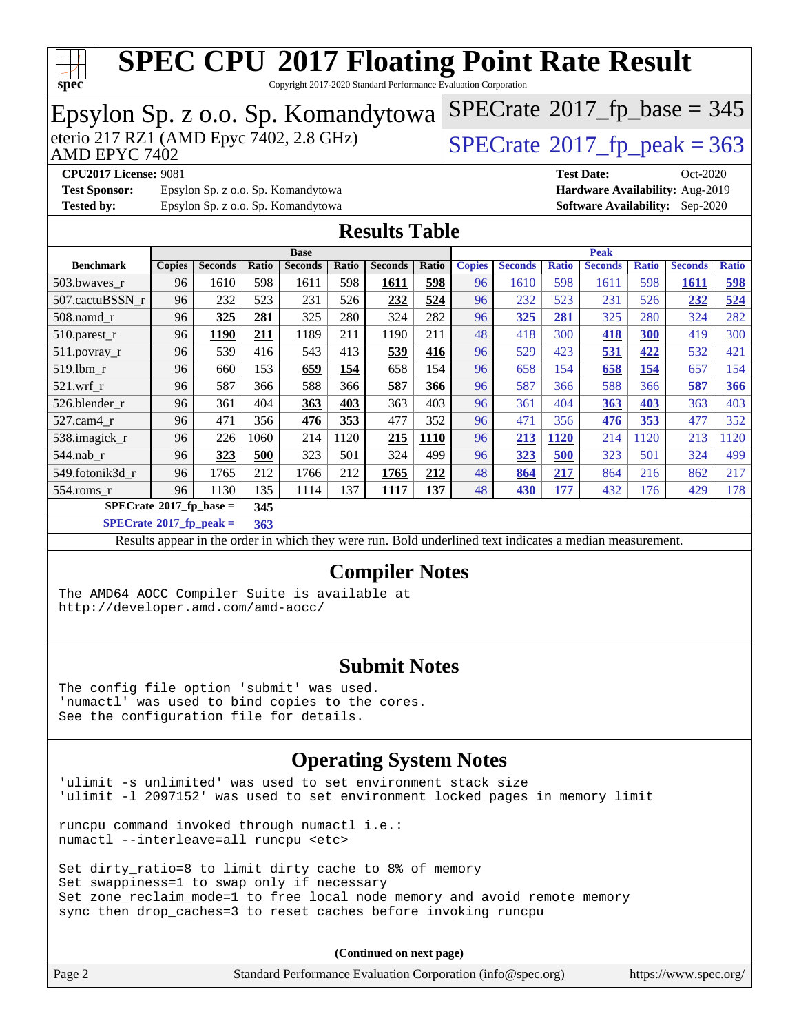# SPEC CPU 2017 Floating Point Rate Result

Copyright 2017-2020 Standard Performance Evaluation Corporation

## Epsylon Sp. z o.o. Sp. Komandytowa

eterio 217 RZ1 (AMD Epyc 7402, 2.8 GHz)
AMD EPYC 7402

SPECrate 2017_fp_base = 345

SPECrate 2017_fp_peak = 363

**CPU2017 License:** 9081
**Test Sponsor:** Epsylon Sp. z o.o. Sp. Komandytowa
**Tested by:** Epsylon Sp. z o.o. Sp. Komandytowa

**Test Date:** Oct-2020
**Hardware Availability:** Aug-2019
**Software Availability:** Sep-2020

## Results Table

| Benchmark | Base | | | | | | | Peak | | | | | | |
|---|---|---|---|---|---|---|---|---|---|---|---|---|---|---|
| | Copies | Seconds | Ratio | Seconds | Ratio | Seconds | Ratio | Copies | Seconds | Ratio | Seconds | Ratio | Seconds | Ratio |
| 503.bwaves_r | 96 | 1610 | 598 | 1611 | 598 | **1611** | **598** | 96 | 1610 | 598 | 1611 | 598 | **1611** | **598** |
| 507.cactuBSSN_r | 96 | 232 | 523 | 231 | 526 | **232** | **524** | 96 | 232 | 523 | 231 | 526 | **232** | **524** |
| 508.namd_r | 96 | **325** | **281** | 325 | 280 | 324 | 282 | 96 | **325** | **281** | 325 | 280 | 324 | 282 |
| 510.parest_r | 96 | **1190** | **211** | 1189 | 211 | 1190 | 211 | 48 | 418 | 300 | **418** | **300** | 419 | 300 |
| 511.povray_r | 96 | 539 | 416 | 543 | 413 | **539** | **416** | 96 | 529 | 423 | **531** | **422** | 532 | 421 |
| 519.lbm_r | 96 | 660 | 153 | **659** | **154** | 658 | 154 | 96 | 658 | 154 | **658** | **154** | 657 | 154 |
| 521.wrf_r | 96 | 587 | 366 | 588 | 366 | **587** | **366** | 96 | 587 | 366 | 588 | 366 | **587** | **366** |
| 526.blender_r | 96 | 361 | 404 | **363** | **403** | 363 | 403 | 96 | 361 | 404 | **363** | **403** | 363 | 403 |
| 527.cam4_r | 96 | 471 | 356 | **476** | **353** | 477 | 352 | 96 | 471 | 356 | **476** | **353** | 477 | 352 |
| 538.imagick_r | 96 | 226 | 1060 | 214 | 1120 | **215** | **1110** | 96 | **213** | **1120** | 214 | 1120 | 213 | 1120 |
| 544.nab_r | 96 | **323** | **500** | 323 | 501 | 324 | 499 | 96 | **323** | **500** | 323 | 501 | 324 | 499 |
| 549.fotonik3d_r | 96 | 1765 | 212 | 1766 | 212 | **1765** | **212** | 48 | **864** | **217** | 864 | 216 | 862 | 217 |
| 554.roms_r | 96 | 1130 | 135 | 1114 | 137 | **1117** | **137** | 48 | **430** | **177** | 432 | 176 | 429 | 178 |

**SPECrate 2017_fp_base =** **345**

**SPECrate 2017_fp_peak =** **363**

Results appear in the order in which they were run. Bold underlined text indicates a median measurement.

## Compiler Notes

```
The AMD64 AOCC Compiler Suite is available at
http://developer.amd.com/amd-aocc/
```

## Submit Notes

```
The config file option 'submit' was used.
'numactl' was used to bind copies to the cores.
See the configuration file for details.
```

## Operating System Notes

```
'ulimit -s unlimited' was used to set environment stack size
'ulimit -l 2097152' was used to set environment locked pages in memory limit

runcpu command invoked through numactl i.e.:
numactl --interleave=all runcpu <etc>

Set dirty_ratio=8 to limit dirty cache to 8% of memory
Set swappiness=1 to swap only if necessary
Set zone_reclaim_mode=1 to free local node memory and avoid remote memory
sync then drop_caches=3 to reset caches before invoking runcpu
```

(Continued on next page)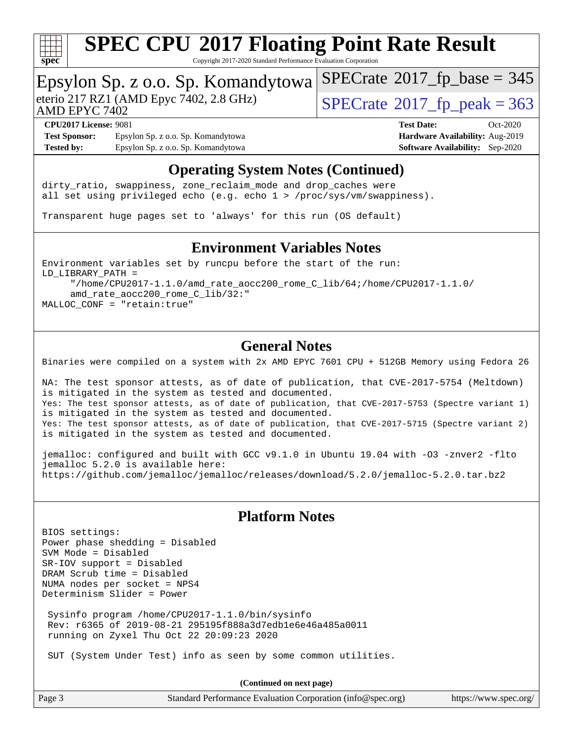## Operating System Notes (Continued)

```
dirty_ratio, swappiness, zone_reclaim_mode and drop_caches were
all set using privileged echo (e.g. echo 1 > /proc/sys/vm/swappiness).

Transparent huge pages set to 'always' for this run (OS default)
```

## Environment Variables Notes

```
Environment variables set by runcpu before the start of the run:
LD_LIBRARY_PATH =
     "/home/CPU2017-1.1.0/amd_rate_aocc200_rome_C_lib/64;/home/CPU2017-1.1.0/
     amd_rate_aocc200_rome_C_lib/32:"
MALLOC_CONF = "retain:true"
```

## General Notes

```
Binaries were compiled on a system with 2x AMD EPYC 7601 CPU + 512GB Memory using Fedora 26

NA: The test sponsor attests, as of date of publication, that CVE-2017-5754 (Meltdown)
is mitigated in the system as tested and documented.
Yes: The test sponsor attests, as of date of publication, that CVE-2017-5753 (Spectre variant 1)
is mitigated in the system as tested and documented.
Yes: The test sponsor attests, as of date of publication, that CVE-2017-5715 (Spectre variant 2)
is mitigated in the system as tested and documented.

jemalloc: configured and built with GCC v9.1.0 in Ubuntu 19.04 with -O3 -znver2 -flto
jemalloc 5.2.0 is available here:
https://github.com/jemalloc/jemalloc/releases/download/5.2.0/jemalloc-5.2.0.tar.bz2
```

## Platform Notes

```
BIOS settings:
Power phase shedding = Disabled
SVM Mode = Disabled
SR-IOV support = Disabled
DRAM Scrub time = Disabled
NUMA nodes per socket = NPS4
Determinism Slider = Power

 Sysinfo program /home/CPU2017-1.1.0/bin/sysinfo
 Rev: r6365 of 2019-08-21 295195f888a3d7edb1e6e46a485a0011
 running on Zyxel Thu Oct 22 20:09:23 2020

 SUT (System Under Test) info as seen by some common utilities.
```

**(Continued on next page)**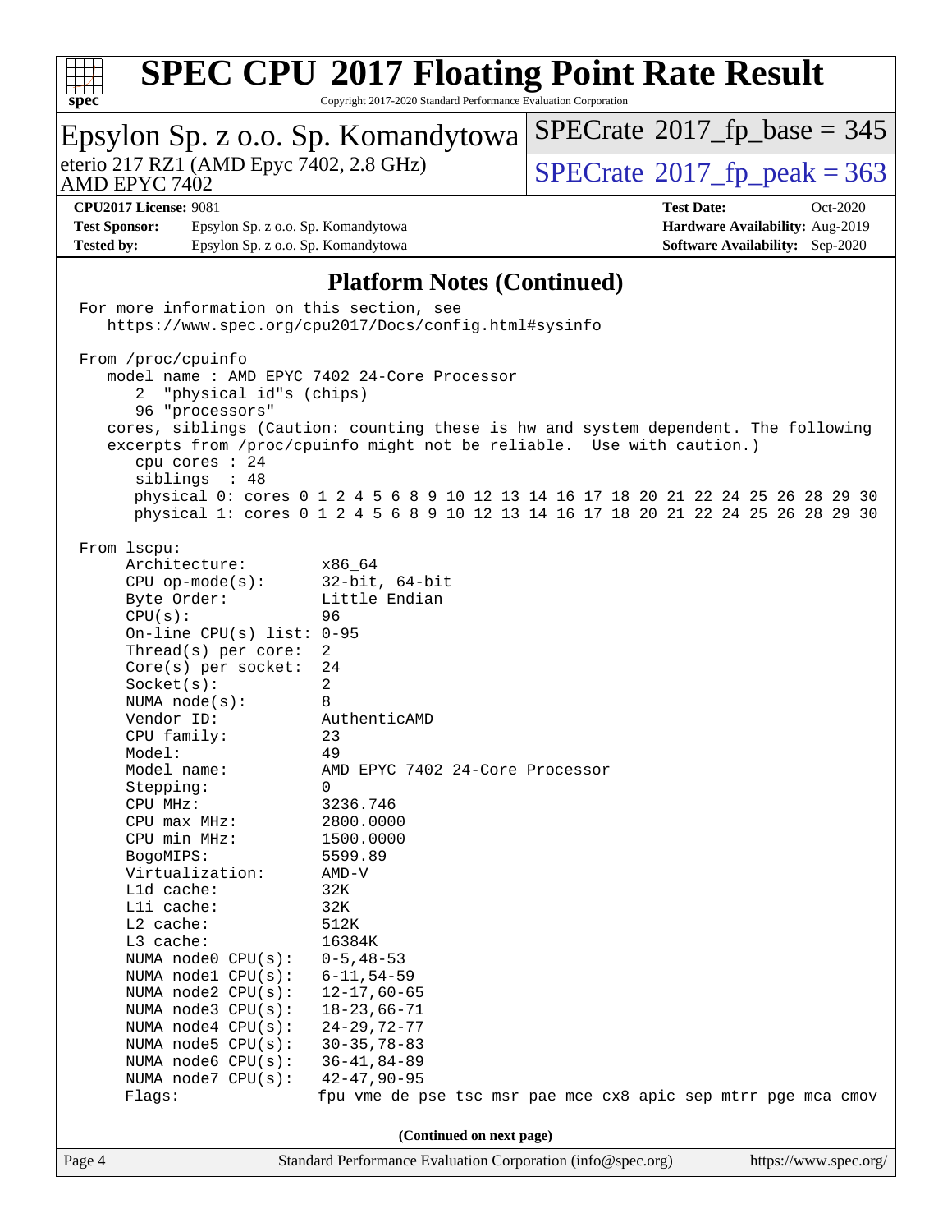## Platform Notes (Continued)

```
For more information on this section, see
   https://www.spec.org/cpu2017/Docs/config.html#sysinfo

From /proc/cpuinfo
   model name : AMD EPYC 7402 24-Core Processor
      2  "physical id"s (chips)
      96 "processors"
   cores, siblings (Caution: counting these is hw and system dependent. The following
   excerpts from /proc/cpuinfo might not be reliable.  Use with caution.)
      cpu cores : 24
      siblings  : 48
      physical 0: cores 0 1 2 4 5 6 8 9 10 12 13 14 16 17 18 20 21 22 24 25 26 28 29 30
      physical 1: cores 0 1 2 4 5 6 8 9 10 12 13 14 16 17 18 20 21 22 24 25 26 28 29 30

From lscpu:
     Architecture:          x86_64
     CPU op-mode(s):        32-bit, 64-bit
     Byte Order:            Little Endian
     CPU(s):                96
     On-line CPU(s) list:   0-95
     Thread(s) per core:    2
     Core(s) per socket:    24
     Socket(s):             2
     NUMA node(s):          8
     Vendor ID:             AuthenticAMD
     CPU family:            23
     Model:                 49
     Model name:            AMD EPYC 7402 24-Core Processor
     Stepping:              0
     CPU MHz:               3236.746
     CPU max MHz:           2800.0000
     CPU min MHz:           1500.0000
     BogoMIPS:              5599.89
     Virtualization:        AMD-V
     L1d cache:             32K
     L1i cache:             32K
     L2 cache:              512K
     L3 cache:              16384K
     NUMA node0 CPU(s):     0-5,48-53
     NUMA node1 CPU(s):     6-11,54-59
     NUMA node2 CPU(s):     12-17,60-65
     NUMA node3 CPU(s):     18-23,66-71
     NUMA node4 CPU(s):     24-29,72-77
     NUMA node5 CPU(s):     30-35,78-83
     NUMA node6 CPU(s):     36-41,84-89
     NUMA node7 CPU(s):     42-47,90-95
     Flags:                 fpu vme de pse tsc msr pae mce cx8 apic sep mtrr pge mca cmov
```

(Continued on next page)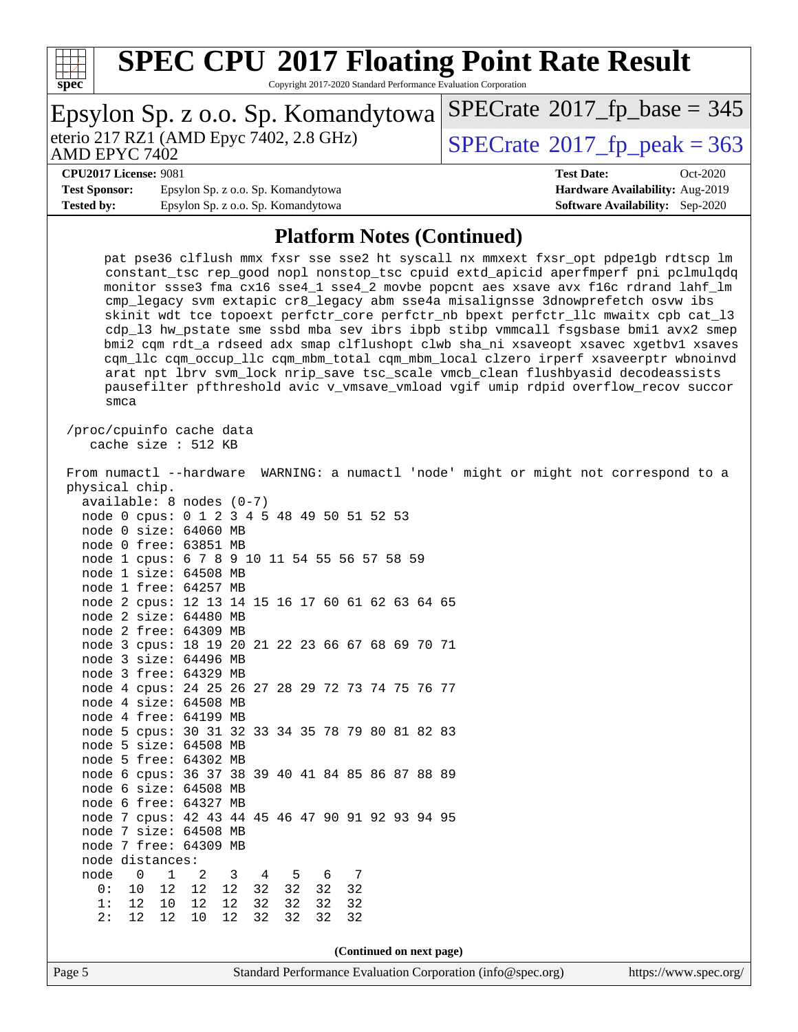## Platform Notes (Continued)

```
     pat pse36 clflush mmx fxsr sse sse2 ht syscall nx mmxext fxsr_opt pdpe1gb rdtscp lm
     constant_tsc rep_good nopl nonstop_tsc cpuid extd_apicid aperfmperf pni pclmulqdq
     monitor ssse3 fma cx16 sse4_1 sse4_2 movbe popcnt aes xsave avx f16c rdrand lahf_lm
     cmp_legacy svm extapic cr8_legacy abm sse4a misalignsse 3dnowprefetch osvw ibs
     skinit wdt tce topoext perfctr_core perfctr_nb bpext perfctr_llc mwaitx cpb cat_l3
     cdp_l3 hw_pstate sme ssbd mba sev ibrs ibpb stibp vmmcall fsgsbase bmi1 avx2 smep
     bmi2 cqm rdt_a rdseed adx smap clflushopt clwb sha_ni xsaveopt xsavec xgetbv1 xsaves
     cqm_llc cqm_occup_llc cqm_mbm_total cqm_mbm_local clzero irperf xsaveerptr wbnoinvd
     arat npt lbrv svm_lock nrip_save tsc_scale vmcb_clean flushbyasid decodeassists
     pausefilter pfthreshold avic v_vmsave_vmload vgif umip rdpid overflow_recov succor
     smca

 /proc/cpuinfo cache data
    cache size : 512 KB

 From numactl --hardware  WARNING: a numactl 'node' might or might not correspond to a
 physical chip.
   available: 8 nodes (0-7)
   node 0 cpus: 0 1 2 3 4 5 48 49 50 51 52 53
   node 0 size: 64060 MB
   node 0 free: 63851 MB
   node 1 cpus: 6 7 8 9 10 11 54 55 56 57 58 59
   node 1 size: 64508 MB
   node 1 free: 64257 MB
   node 2 cpus: 12 13 14 15 16 17 60 61 62 63 64 65
   node 2 size: 64480 MB
   node 2 free: 64309 MB
   node 3 cpus: 18 19 20 21 22 23 66 67 68 69 70 71
   node 3 size: 64496 MB
   node 3 free: 64329 MB
   node 4 cpus: 24 25 26 27 28 29 72 73 74 75 76 77
   node 4 size: 64508 MB
   node 4 free: 64199 MB
   node 5 cpus: 30 31 32 33 34 35 78 79 80 81 82 83
   node 5 size: 64508 MB
   node 5 free: 64302 MB
   node 6 cpus: 36 37 38 39 40 41 84 85 86 87 88 89
   node 6 size: 64508 MB
   node 6 free: 64327 MB
   node 7 cpus: 42 43 44 45 46 47 90 91 92 93 94 95
   node 7 size: 64508 MB
   node 7 free: 64309 MB
   node distances:
   node   0   1   2   3   4   5   6   7
     0:  10  12  12  12  32  32  32  32
     1:  12  10  12  12  32  32  32  32
     2:  12  12  10  12  32  32  32  32
```

(Continued on next page)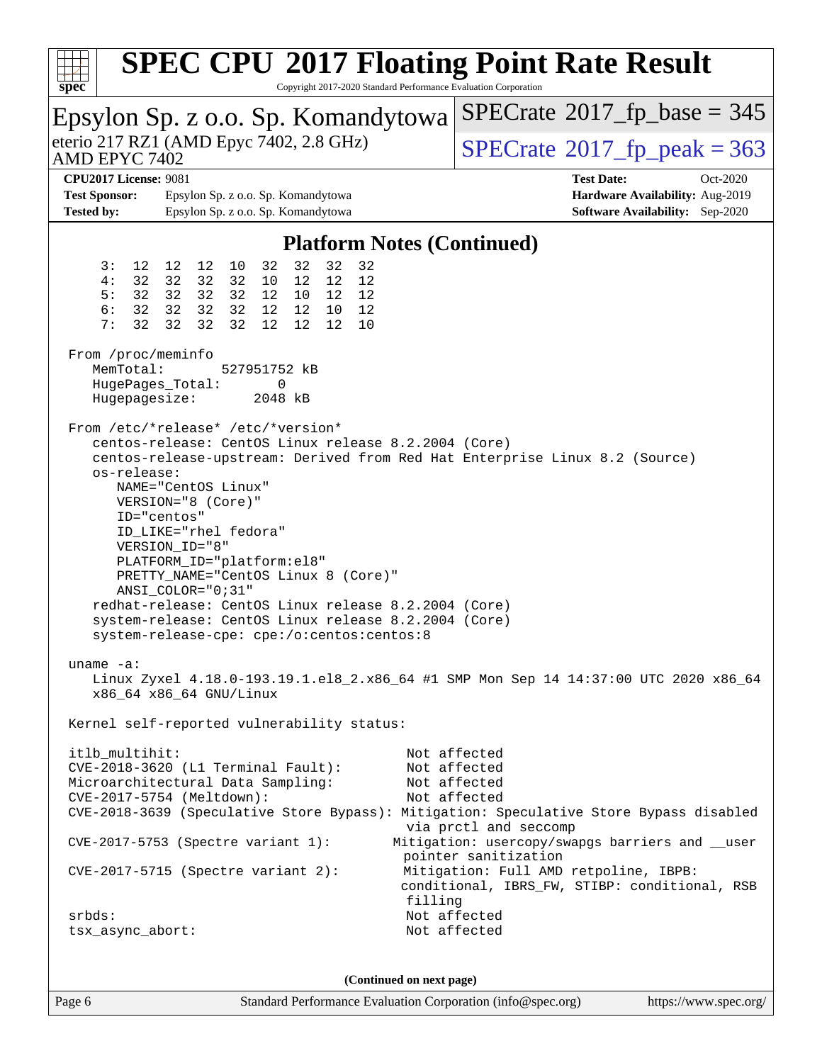# SPEC CPU 2017 Floating Point Rate Result

Copyright 2017-2020 Standard Performance Evaluation Corporation

**Epsylon Sp. z o.o. Sp. Komandytowa**
eterio 217 RZ1 (AMD Epyc 7402, 2.8 GHz)
AMD EPYC 7402

SPECrate 2017_fp_base = 345
SPECrate 2017_fp_peak = 363

**CPU2017 License:** 9081
**Test Sponsor:** Epsylon Sp. z o.o. Sp. Komandytowa
**Tested by:** Epsylon Sp. z o.o. Sp. Komandytowa

**Test Date:** Oct-2020
**Hardware Availability:** Aug-2019
**Software Availability:** Sep-2020

## Platform Notes (Continued)

```
    3:  12  12  12  10  32  32  32  32
    4:  32  32  32  32  10  12  12  12
    5:  32  32  32  32  12  10  12  12
    6:  32  32  32  32  12  12  10  12
    7:  32  32  32  32  12  12  12  10

 From /proc/meminfo
    MemTotal:       527951752 kB
    HugePages_Total:       0
    Hugepagesize:       2048 kB

 From /etc/*release* /etc/*version*
    centos-release: CentOS Linux release 8.2.2004 (Core)
    centos-release-upstream: Derived from Red Hat Enterprise Linux 8.2 (Source)
    os-release:
       NAME="CentOS Linux"
       VERSION="8 (Core)"
       ID="centos"
       ID_LIKE="rhel fedora"
       VERSION_ID="8"
       PLATFORM_ID="platform:el8"
       PRETTY_NAME="CentOS Linux 8 (Core)"
       ANSI_COLOR="0;31"
    redhat-release: CentOS Linux release 8.2.2004 (Core)
    system-release: CentOS Linux release 8.2.2004 (Core)
    system-release-cpe: cpe:/o:centos:centos:8

 uname -a:
    Linux Zyxel 4.18.0-193.19.1.el8_2.x86_64 #1 SMP Mon Sep 14 14:37:00 UTC 2020 x86_64
    x86_64 x86_64 GNU/Linux

 Kernel self-reported vulnerability status:

 itlb_multihit:                                         Not affected
 CVE-2018-3620 (L1 Terminal Fault):                     Not affected
 Microarchitectural Data Sampling:                      Not affected
 CVE-2017-5754 (Meltdown):                              Not affected
 CVE-2018-3639 (Speculative Store Bypass): Mitigation: Speculative Store Bypass disabled
                                                        via prctl and seccomp
 CVE-2017-5753 (Spectre variant 1):                   Mitigation: usercopy/swapgs barriers and __user
                                                        pointer sanitization
 CVE-2017-5715 (Spectre variant 2):                    Mitigation: Full AMD retpoline, IBPB:
                                                       conditional, IBRS_FW, STIBP: conditional, RSB
                                                        filling
 srbds:                                                 Not affected
 tsx_async_abort:                                       Not affected
```

(Continued on next page)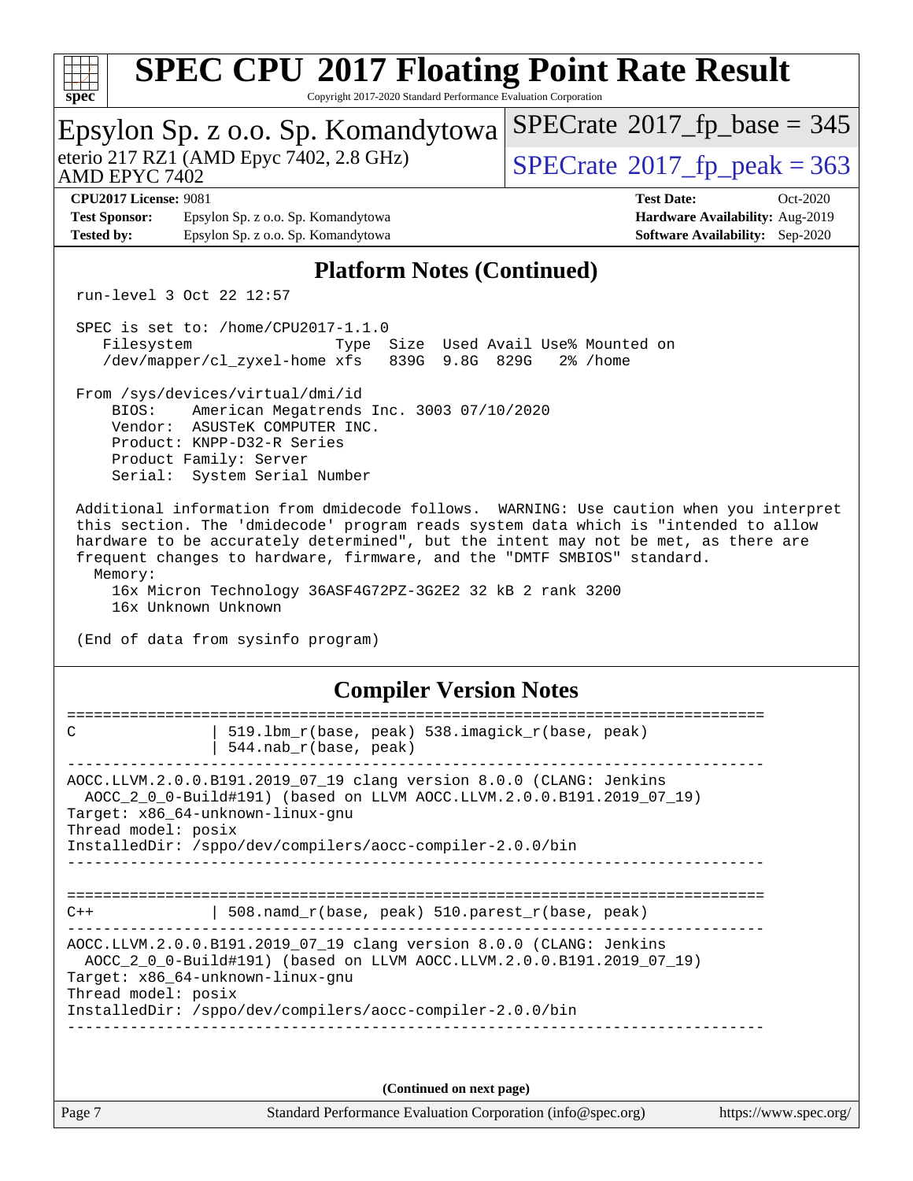# SPEC CPU 2017 Floating Point Rate Result

Copyright 2017-2020 Standard Performance Evaluation Corporation

Epsylon Sp. z o.o. Sp. Komandytowa
eterio 217 RZ1 (AMD Epyc 7402, 2.8 GHz)
AMD EPYC 7402

SPECrate 2017_fp_base = 345
SPECrate 2017_fp_peak = 363

**CPU2017 License:** 9081
**Test Sponsor:** Epsylon Sp. z o.o. Sp. Komandytowa
**Tested by:** Epsylon Sp. z o.o. Sp. Komandytowa

**Test Date:** Oct-2020
**Hardware Availability:** Aug-2019
**Software Availability:** Sep-2020

## Platform Notes (Continued)

```
run-level 3 Oct 22 12:57

SPEC is set to: /home/CPU2017-1.1.0
   Filesystem                  Type  Size  Used Avail Use% Mounted on
   /dev/mapper/cl_zyxel-home xfs   839G  9.8G  829G   2% /home

From /sys/devices/virtual/dmi/id
    BIOS:    American Megatrends Inc. 3003 07/10/2020
    Vendor:  ASUSTeK COMPUTER INC.
    Product: KNPP-D32-R Series
    Product Family: Server
    Serial:  System Serial Number

Additional information from dmidecode follows.  WARNING: Use caution when you interpret
this section. The 'dmidecode' program reads system data which is "intended to allow
hardware to be accurately determined", but the intent may not be met, as there are
frequent changes to hardware, firmware, and the "DMTF SMBIOS" standard.
  Memory:
    16x Micron Technology 36ASF4G72PZ-3G2E2 32 kB 2 rank 3200
    16x Unknown Unknown

(End of data from sysinfo program)
```

## Compiler Version Notes

```
==============================================================================
C                | 519.lbm_r(base, peak) 538.imagick_r(base, peak)
                 | 544.nab_r(base, peak)
------------------------------------------------------------------------------
AOCC.LLVM.2.0.0.B191.2019_07_19 clang version 8.0.0 (CLANG: Jenkins
  AOCC_2_0_0-Build#191) (based on LLVM AOCC.LLVM.2.0.0.B191.2019_07_19)
Target: x86_64-unknown-linux-gnu
Thread model: posix
InstalledDir: /sppo/dev/compilers/aocc-compiler-2.0.0/bin
------------------------------------------------------------------------------

==============================================================================
C++              | 508.namd_r(base, peak) 510.parest_r(base, peak)
------------------------------------------------------------------------------
AOCC.LLVM.2.0.0.B191.2019_07_19 clang version 8.0.0 (CLANG: Jenkins
  AOCC_2_0_0-Build#191) (based on LLVM AOCC.LLVM.2.0.0.B191.2019_07_19)
Target: x86_64-unknown-linux-gnu
Thread model: posix
InstalledDir: /sppo/dev/compilers/aocc-compiler-2.0.0/bin
------------------------------------------------------------------------------
```

(Continued on next page)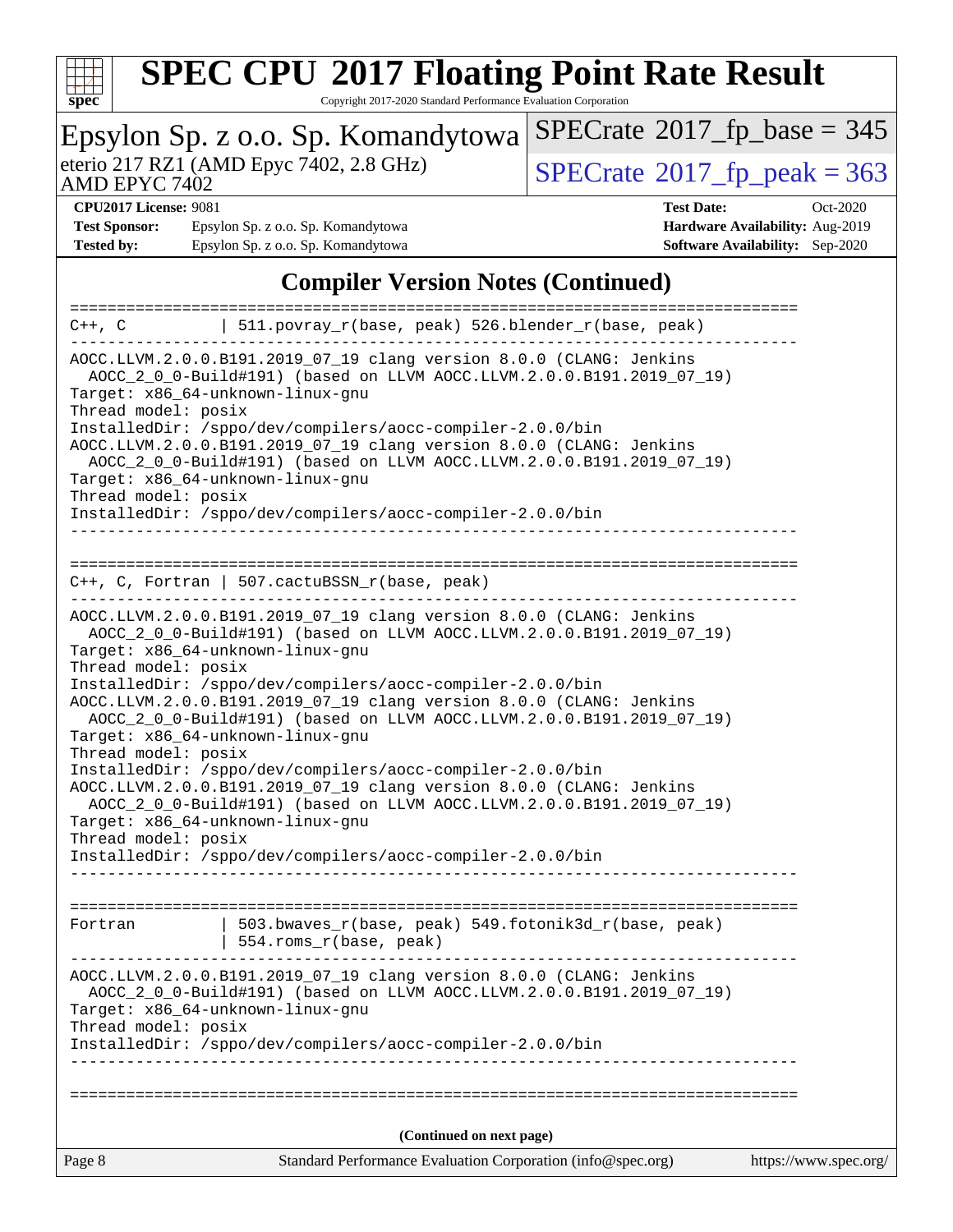# SPEC CPU 2017 Floating Point Rate Result

Copyright 2017-2020 Standard Performance Evaluation Corporation

**Epsylon Sp. z o.o. Sp. Komandytowa**
eterio 217 RZ1 (AMD Epyc 7402, 2.8 GHz)
AMD EPYC 7402

SPECrate 2017_fp_base = 345
SPECrate 2017_fp_peak = 363

**CPU2017 License:** 9081
**Test Sponsor:** Epsylon Sp. z o.o. Sp. Komandytowa
**Tested by:** Epsylon Sp. z o.o. Sp. Komandytowa

**Test Date:** Oct-2020
**Hardware Availability:** Aug-2019
**Software Availability:** Sep-2020

## Compiler Version Notes (Continued)

```
==============================================================================
C++, C          | 511.povray_r(base, peak) 526.blender_r(base, peak)
------------------------------------------------------------------------------
AOCC.LLVM.2.0.0.B191.2019_07_19 clang version 8.0.0 (CLANG: Jenkins
  AOCC_2_0_0-Build#191) (based on LLVM AOCC.LLVM.2.0.0.B191.2019_07_19)
Target: x86_64-unknown-linux-gnu
Thread model: posix
InstalledDir: /sppo/dev/compilers/aocc-compiler-2.0.0/bin
AOCC.LLVM.2.0.0.B191.2019_07_19 clang version 8.0.0 (CLANG: Jenkins
  AOCC_2_0_0-Build#191) (based on LLVM AOCC.LLVM.2.0.0.B191.2019_07_19)
Target: x86_64-unknown-linux-gnu
Thread model: posix
InstalledDir: /sppo/dev/compilers/aocc-compiler-2.0.0/bin
------------------------------------------------------------------------------


==============================================================================
C++, C, Fortran | 507.cactuBSSN_r(base, peak)
------------------------------------------------------------------------------
AOCC.LLVM.2.0.0.B191.2019_07_19 clang version 8.0.0 (CLANG: Jenkins
  AOCC_2_0_0-Build#191) (based on LLVM AOCC.LLVM.2.0.0.B191.2019_07_19)
Target: x86_64-unknown-linux-gnu
Thread model: posix
InstalledDir: /sppo/dev/compilers/aocc-compiler-2.0.0/bin
AOCC.LLVM.2.0.0.B191.2019_07_19 clang version 8.0.0 (CLANG: Jenkins
  AOCC_2_0_0-Build#191) (based on LLVM AOCC.LLVM.2.0.0.B191.2019_07_19)
Target: x86_64-unknown-linux-gnu
Thread model: posix
InstalledDir: /sppo/dev/compilers/aocc-compiler-2.0.0/bin
AOCC.LLVM.2.0.0.B191.2019_07_19 clang version 8.0.0 (CLANG: Jenkins
  AOCC_2_0_0-Build#191) (based on LLVM AOCC.LLVM.2.0.0.B191.2019_07_19)
Target: x86_64-unknown-linux-gnu
Thread model: posix
InstalledDir: /sppo/dev/compilers/aocc-compiler-2.0.0/bin
------------------------------------------------------------------------------


==============================================================================
Fortran         | 503.bwaves_r(base, peak) 549.fotonik3d_r(base, peak)
                | 554.roms_r(base, peak)
------------------------------------------------------------------------------
AOCC.LLVM.2.0.0.B191.2019_07_19 clang version 8.0.0 (CLANG: Jenkins
  AOCC_2_0_0-Build#191) (based on LLVM AOCC.LLVM.2.0.0.B191.2019_07_19)
Target: x86_64-unknown-linux-gnu
Thread model: posix
InstalledDir: /sppo/dev/compilers/aocc-compiler-2.0.0/bin
------------------------------------------------------------------------------


==============================================================================
```

**(Continued on next page)**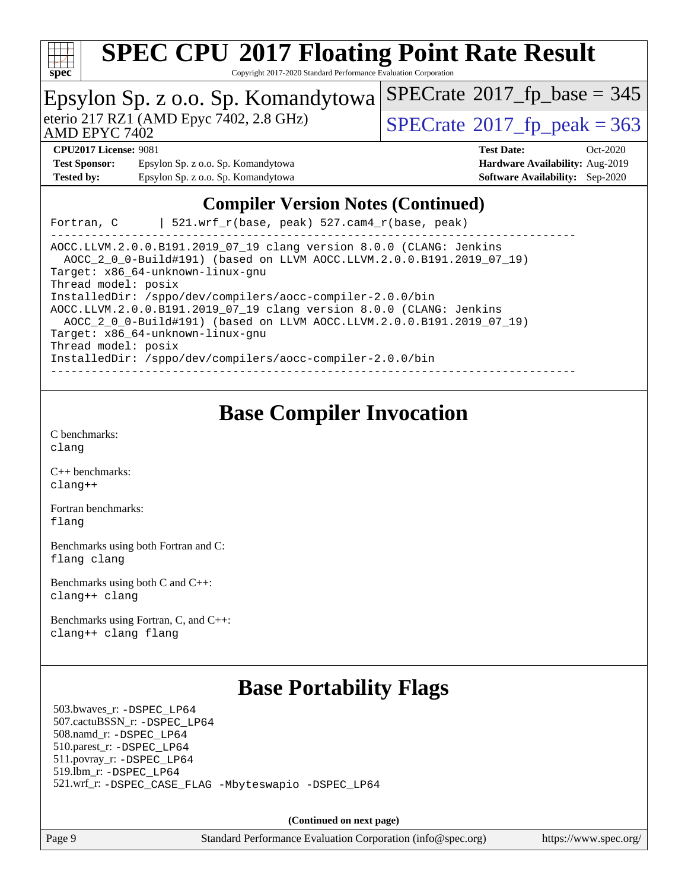## Compiler Version Notes (Continued)

```
Fortran, C      | 521.wrf_r(base, peak) 527.cam4_r(base, peak)
------------------------------------------------------------------------------
AOCC.LLVM.2.0.0.B191.2019_07_19 clang version 8.0.0 (CLANG: Jenkins
  AOCC_2_0_0-Build#191) (based on LLVM AOCC.LLVM.2.0.0.B191.2019_07_19)
Target: x86_64-unknown-linux-gnu
Thread model: posix
InstalledDir: /sppo/dev/compilers/aocc-compiler-2.0.0/bin
AOCC.LLVM.2.0.0.B191.2019_07_19 clang version 8.0.0 (CLANG: Jenkins
  AOCC_2_0_0-Build#191) (based on LLVM AOCC.LLVM.2.0.0.B191.2019_07_19)
Target: x86_64-unknown-linux-gnu
Thread model: posix
InstalledDir: /sppo/dev/compilers/aocc-compiler-2.0.0/bin
------------------------------------------------------------------------------
```

# Base Compiler Invocation

C benchmarks:
`clang`

C++ benchmarks:
`clang++`

Fortran benchmarks:
`flang`

Benchmarks using both Fortran and C:
`flang clang`

Benchmarks using both C and C++:
`clang++ clang`

Benchmarks using Fortran, C, and C++:
`clang++ clang flang`

# Base Portability Flags

503.bwaves_r: `-DSPEC_LP64`
507.cactuBSSN_r: `-DSPEC_LP64`
508.namd_r: `-DSPEC_LP64`
510.parest_r: `-DSPEC_LP64`
511.povray_r: `-DSPEC_LP64`
519.lbm_r: `-DSPEC_LP64`
521.wrf_r: `-DSPEC_CASE_FLAG -Mbyteswapio -DSPEC_LP64`

**(Continued on next page)**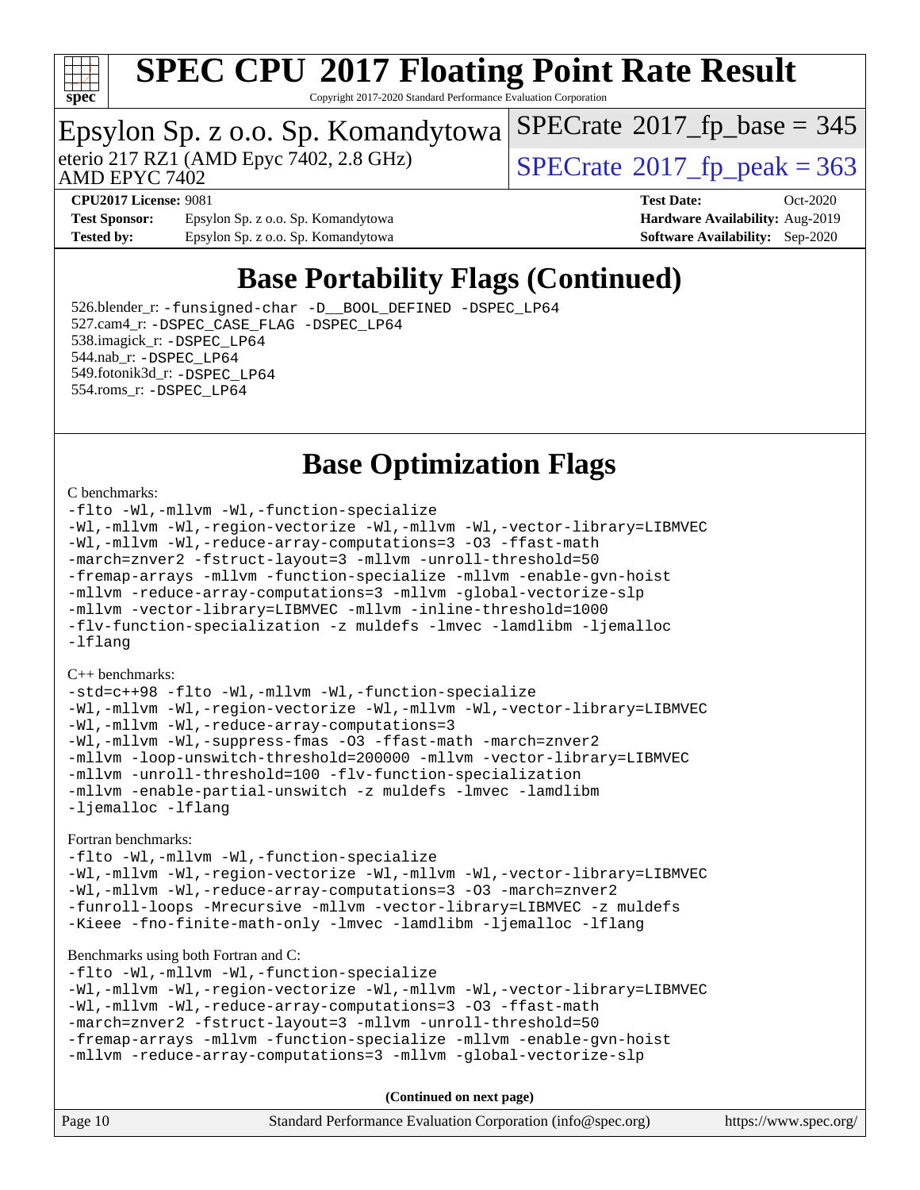# SPEC CPU 2017 Floating Point Rate Result

Copyright 2017-2020 Standard Performance Evaluation Corporation

**Epsylon Sp. z o.o. Sp. Komandytowa**

eterio 217 RZ1 (AMD Epyc 7402, 2.8 GHz)
AMD EPYC 7402

SPECrate 2017_fp_base = 345

SPECrate 2017_fp_peak = 363

**CPU2017 License:** 9081
**Test Sponsor:** Epsylon Sp. z o.o. Sp. Komandytowa
**Tested by:** Epsylon Sp. z o.o. Sp. Komandytowa

**Test Date:** Oct-2020
**Hardware Availability:** Aug-2019
**Software Availability:** Sep-2020

## Base Portability Flags (Continued)

526.blender_r: `-funsigned-char -D__BOOL_DEFINED -DSPEC_LP64`
527.cam4_r: `-DSPEC_CASE_FLAG -DSPEC_LP64`
538.imagick_r: `-DSPEC_LP64`
544.nab_r: `-DSPEC_LP64`
549.fotonik3d_r: `-DSPEC_LP64`
554.roms_r: `-DSPEC_LP64`

## Base Optimization Flags

C benchmarks:

```
-flto -Wl,-mllvm -Wl,-function-specialize
-Wl,-mllvm -Wl,-region-vectorize -Wl,-mllvm -Wl,-vector-library=LIBMVEC
-Wl,-mllvm -Wl,-reduce-array-computations=3 -O3 -ffast-math
-march=znver2 -fstruct-layout=3 -mllvm -unroll-threshold=50
-fremap-arrays -mllvm -function-specialize -mllvm -enable-gvn-hoist
-mllvm -reduce-array-computations=3 -mllvm -global-vectorize-slp
-mllvm -vector-library=LIBMVEC -mllvm -inline-threshold=1000
-flv-function-specialization -z muldefs -lmvec -lamdlibm -ljemalloc
-lflang
```

C++ benchmarks:

```
-std=c++98 -flto -Wl,-mllvm -Wl,-function-specialize
-Wl,-mllvm -Wl,-region-vectorize -Wl,-mllvm -Wl,-vector-library=LIBMVEC
-Wl,-mllvm -Wl,-reduce-array-computations=3
-Wl,-mllvm -Wl,-suppress-fmas -O3 -ffast-math -march=znver2
-mllvm -loop-unswitch-threshold=200000 -mllvm -vector-library=LIBMVEC
-mllvm -unroll-threshold=100 -flv-function-specialization
-mllvm -enable-partial-unswitch -z muldefs -lmvec -lamdlibm
-ljemalloc -lflang
```

Fortran benchmarks:

```
-flto -Wl,-mllvm -Wl,-function-specialize
-Wl,-mllvm -Wl,-region-vectorize -Wl,-mllvm -Wl,-vector-library=LIBMVEC
-Wl,-mllvm -Wl,-reduce-array-computations=3 -O3 -march=znver2
-funroll-loops -Mrecursive -mllvm -vector-library=LIBMVEC -z muldefs
-Kieee -fno-finite-math-only -lmvec -lamdlibm -ljemalloc -lflang
```

Benchmarks using both Fortran and C:

```
-flto -Wl,-mllvm -Wl,-function-specialize
-Wl,-mllvm -Wl,-region-vectorize -Wl,-mllvm -Wl,-vector-library=LIBMVEC
-Wl,-mllvm -Wl,-reduce-array-computations=3 -O3 -ffast-math
-march=znver2 -fstruct-layout=3 -mllvm -unroll-threshold=50
-fremap-arrays -mllvm -function-specialize -mllvm -enable-gvn-hoist
-mllvm -reduce-array-computations=3 -mllvm -global-vectorize-slp
```

**(Continued on next page)**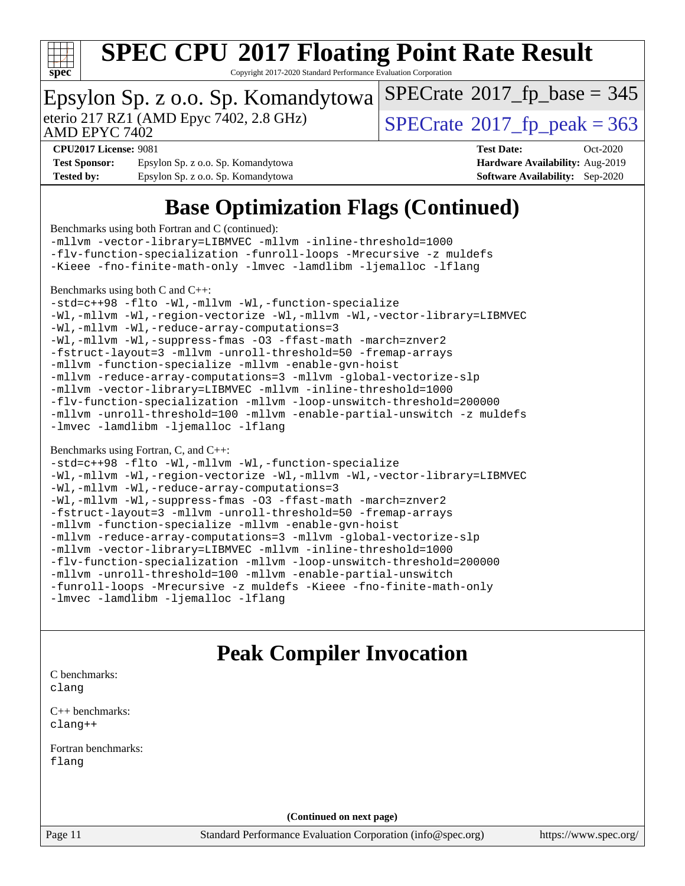# SPEC CPU 2017 Floating Point Rate Result

Copyright 2017-2020 Standard Performance Evaluation Corporation

Epsylon Sp. z o.o. Sp. Komandytowa

eterio 217 RZ1 (AMD Epyc 7402, 2.8 GHz)
AMD EPYC 7402

SPECrate 2017_fp_base = 345

SPECrate 2017_fp_peak = 363

**CPU2017 License:** 9081
**Test Sponsor:** Epsylon Sp. z o.o. Sp. Komandytowa
**Tested by:** Epsylon Sp. z o.o. Sp. Komandytowa

**Test Date:** Oct-2020
**Hardware Availability:** Aug-2019
**Software Availability:** Sep-2020

## Base Optimization Flags (Continued)

Benchmarks using both Fortran and C (continued):

```
-mllvm -vector-library=LIBMVEC -mllvm -inline-threshold=1000
-flv-function-specialization -funroll-loops -Mrecursive -z muldefs
-Kieee -fno-finite-math-only -lmvec -lamdlibm -ljemalloc -lflang
```

Benchmarks using both C and C++:

```
-std=c++98 -flto -Wl,-mllvm -Wl,-function-specialize
-Wl,-mllvm -Wl,-region-vectorize -Wl,-mllvm -Wl,-vector-library=LIBMVEC
-Wl,-mllvm -Wl,-reduce-array-computations=3
-Wl,-mllvm -Wl,-suppress-fmas -O3 -ffast-math -march=znver2
-fstruct-layout=3 -mllvm -unroll-threshold=50 -fremap-arrays
-mllvm -function-specialize -mllvm -enable-gvn-hoist
-mllvm -reduce-array-computations=3 -mllvm -global-vectorize-slp
-mllvm -vector-library=LIBMVEC -mllvm -inline-threshold=1000
-flv-function-specialization -mllvm -loop-unswitch-threshold=200000
-mllvm -unroll-threshold=100 -mllvm -enable-partial-unswitch -z muldefs
-lmvec -lamdlibm -ljemalloc -lflang
```

Benchmarks using Fortran, C, and C++:

```
-std=c++98 -flto -Wl,-mllvm -Wl,-function-specialize
-Wl,-mllvm -Wl,-region-vectorize -Wl,-mllvm -Wl,-vector-library=LIBMVEC
-Wl,-mllvm -Wl,-reduce-array-computations=3
-Wl,-mllvm -Wl,-suppress-fmas -O3 -ffast-math -march=znver2
-fstruct-layout=3 -mllvm -unroll-threshold=50 -fremap-arrays
-mllvm -function-specialize -mllvm -enable-gvn-hoist
-mllvm -reduce-array-computations=3 -mllvm -global-vectorize-slp
-mllvm -vector-library=LIBMVEC -mllvm -inline-threshold=1000
-flv-function-specialization -mllvm -loop-unswitch-threshold=200000
-mllvm -unroll-threshold=100 -mllvm -enable-partial-unswitch
-funroll-loops -Mrecursive -z muldefs -Kieee -fno-finite-math-only
-lmvec -lamdlibm -ljemalloc -lflang
```

## Peak Compiler Invocation

C benchmarks:
`clang`

C++ benchmarks:
`clang++`

Fortran benchmarks:
`flang`

**(Continued on next page)**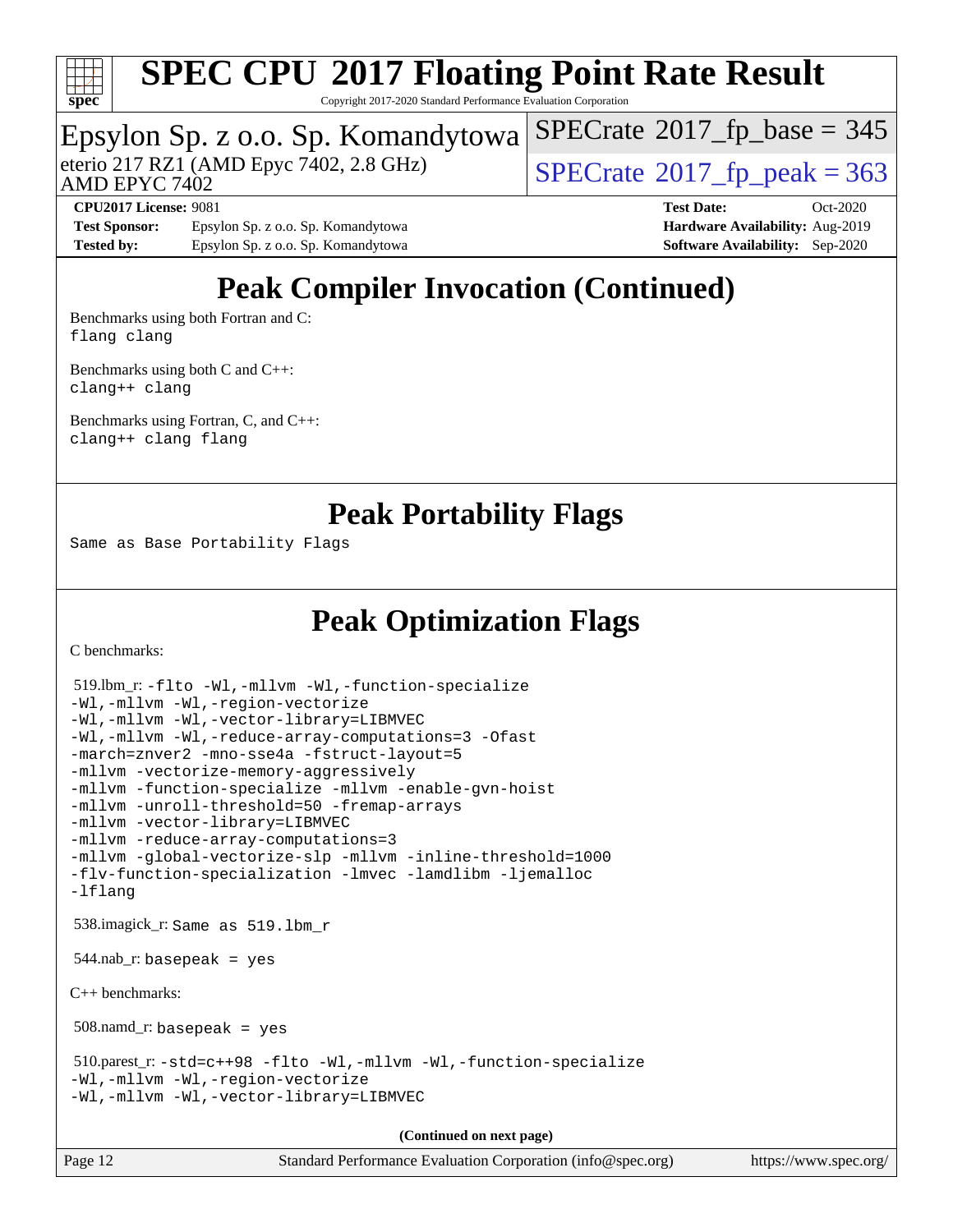# SPEC CPU 2017 Floating Point Rate Result

Copyright 2017-2020 Standard Performance Evaluation Corporation

Epsylon Sp. z o.o. Sp. Komandytowa
eterio 217 RZ1 (AMD Epyc 7402, 2.8 GHz)
AMD EPYC 7402

SPECrate 2017_fp_base = 345
SPECrate 2017_fp_peak = 363

**CPU2017 License:** 9081
**Test Sponsor:** Epsylon Sp. z o.o. Sp. Komandytowa
**Tested by:** Epsylon Sp. z o.o. Sp. Komandytowa

**Test Date:** Oct-2020
**Hardware Availability:** Aug-2019
**Software Availability:** Sep-2020

## Peak Compiler Invocation (Continued)

Benchmarks using both Fortran and C:
`flang clang`

Benchmarks using both C and C++:
`clang++ clang`

Benchmarks using Fortran, C, and C++:
`clang++ clang flang`

## Peak Portability Flags

Same as Base Portability Flags

## Peak Optimization Flags

C benchmarks:

519.lbm_r:
```
-flto -Wl,-mllvm -Wl,-function-specialize
-Wl,-mllvm -Wl,-region-vectorize
-Wl,-mllvm -Wl,-vector-library=LIBMVEC
-Wl,-mllvm -Wl,-reduce-array-computations=3 -Ofast
-march=znver2 -mno-sse4a -fstruct-layout=5
-mllvm -vectorize-memory-aggressively
-mllvm -function-specialize -mllvm -enable-gvn-hoist
-mllvm -unroll-threshold=50 -fremap-arrays
-mllvm -vector-library=LIBMVEC
-mllvm -reduce-array-computations=3
-mllvm -global-vectorize-slp -mllvm -inline-threshold=1000
-flv-function-specialization -lmvec -lamdlibm -ljemalloc
-lflang
```

538.imagick_r: `Same as 519.lbm_r`

544.nab_r: `basepeak = yes`

C++ benchmarks:

508.namd_r: `basepeak = yes`

510.parest_r:
```
-std=c++98 -flto -Wl,-mllvm -Wl,-function-specialize
-Wl,-mllvm -Wl,-region-vectorize
-Wl,-mllvm -Wl,-vector-library=LIBMVEC
```

**(Continued on next page)**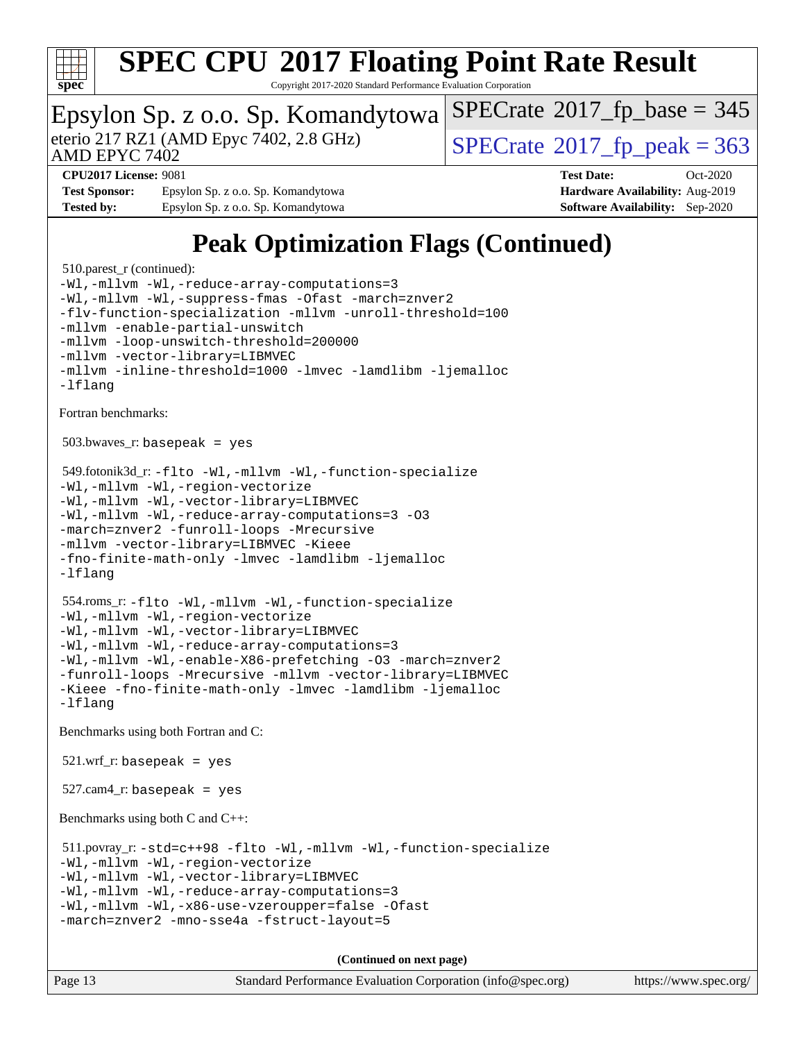# Peak Optimization Flags (Continued)

510.parest_r (continued):

```
-Wl,-mllvm -Wl,-reduce-array-computations=3
-Wl,-mllvm -Wl,-suppress-fmas -Ofast -march=znver2
-flv-function-specialization -mllvm -unroll-threshold=100
-mllvm -enable-partial-unswitch
-mllvm -loop-unswitch-threshold=200000
-mllvm -vector-library=LIBMVEC
-mllvm -inline-threshold=1000 -lmvec -lamdlibm -ljemalloc
-lflang
```

Fortran benchmarks:

503.bwaves_r: `basepeak = yes`

549.fotonik3d_r:
```
-flto -Wl,-mllvm -Wl,-function-specialize
-Wl,-mllvm -Wl,-region-vectorize
-Wl,-mllvm -Wl,-vector-library=LIBMVEC
-Wl,-mllvm -Wl,-reduce-array-computations=3 -O3
-march=znver2 -funroll-loops -Mrecursive
-mllvm -vector-library=LIBMVEC -Kieee
-fno-finite-math-only -lmvec -lamdlibm -ljemalloc
-lflang
```

554.roms_r:
```
-flto -Wl,-mllvm -Wl,-function-specialize
-Wl,-mllvm -Wl,-region-vectorize
-Wl,-mllvm -Wl,-vector-library=LIBMVEC
-Wl,-mllvm -Wl,-reduce-array-computations=3
-Wl,-mllvm -Wl,-enable-X86-prefetching -O3 -march=znver2
-funroll-loops -Mrecursive -mllvm -vector-library=LIBMVEC
-Kieee -fno-finite-math-only -lmvec -lamdlibm -ljemalloc
-lflang
```

Benchmarks using both Fortran and C:

521.wrf_r: `basepeak = yes`

527.cam4_r: `basepeak = yes`

Benchmarks using both C and C++:

511.povray_r:
```
-std=c++98 -flto -Wl,-mllvm -Wl,-function-specialize
-Wl,-mllvm -Wl,-region-vectorize
-Wl,-mllvm -Wl,-vector-library=LIBMVEC
-Wl,-mllvm -Wl,-reduce-array-computations=3
-Wl,-mllvm -Wl,-x86-use-vzeroupper=false -Ofast
-march=znver2 -mno-sse4a -fstruct-layout=5
```

**(Continued on next page)**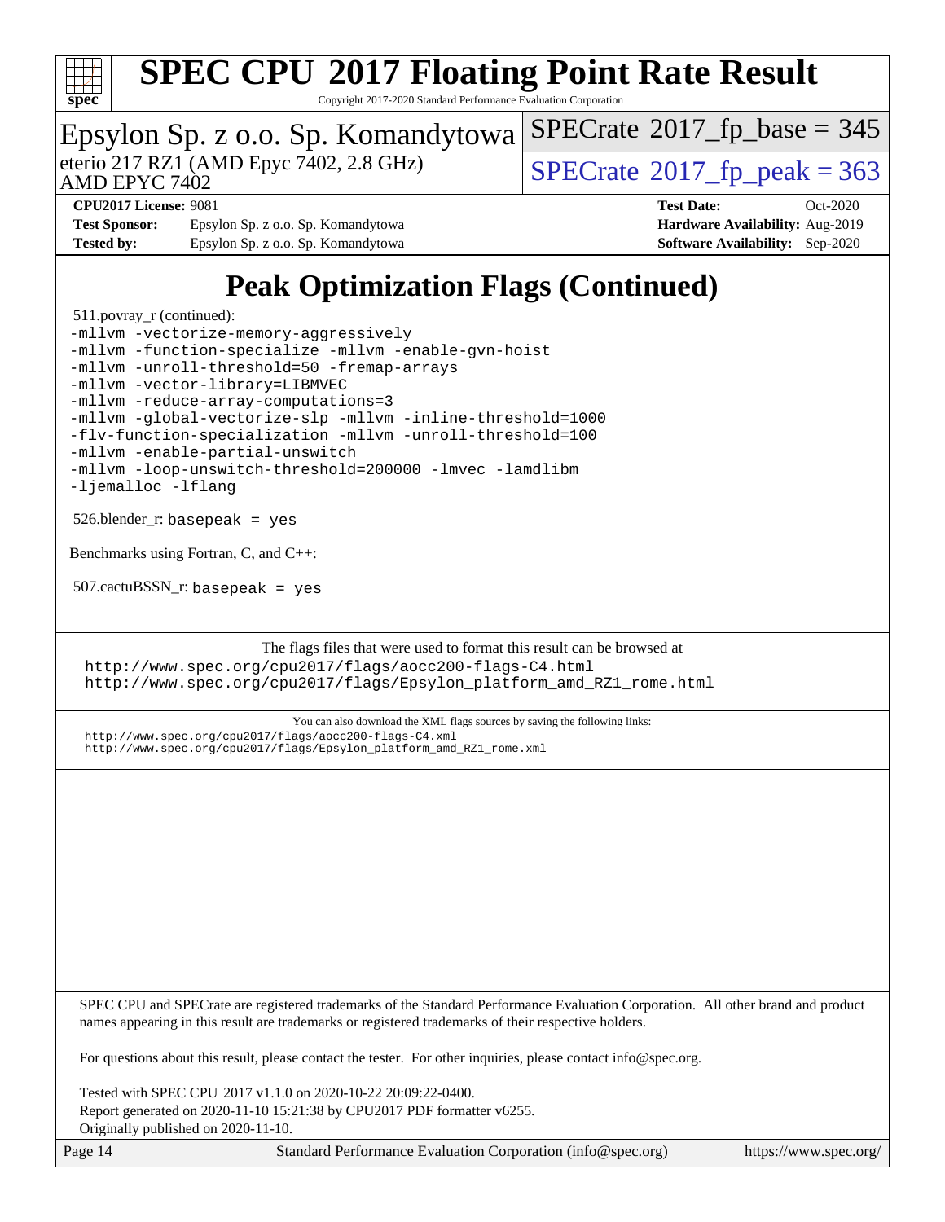# Peak Optimization Flags (Continued)

511.povray_r (continued):

```
-mllvm -vectorize-memory-aggressively
-mllvm -function-specialize -mllvm -enable-gvn-hoist
-mllvm -unroll-threshold=50 -fremap-arrays
-mllvm -vector-library=LIBMVEC
-mllvm -reduce-array-computations=3
-mllvm -global-vectorize-slp -mllvm -inline-threshold=1000
-flv-function-specialization -mllvm -unroll-threshold=100
-mllvm -enable-partial-unswitch
-mllvm -loop-unswitch-threshold=200000 -lmvec -lamdlibm
-ljemalloc -lflang
```

526.blender_r: `basepeak = yes`

Benchmarks using Fortran, C, and C++:

507.cactuBSSN_r: `basepeak = yes`

The flags files that were used to format this result can be browsed at

http://www.spec.org/cpu2017/flags/aocc200-flags-C4.html
http://www.spec.org/cpu2017/flags/Epsylon_platform_amd_RZ1_rome.html

You can also download the XML flags sources by saving the following links:

http://www.spec.org/cpu2017/flags/aocc200-flags-C4.xml
http://www.spec.org/cpu2017/flags/Epsylon_platform_amd_RZ1_rome.xml

SPEC CPU and SPECrate are registered trademarks of the Standard Performance Evaluation Corporation. All other brand and product names appearing in this result are trademarks or registered trademarks of their respective holders.

For questions about this result, please contact the tester. For other inquiries, please contact info@spec.org.

Tested with SPEC CPU 2017 v1.1.0 on 2020-10-22 20:09:22-0400.
Report generated on 2020-11-10 15:21:38 by CPU2017 PDF formatter v6255.
Originally published on 2020-11-10.